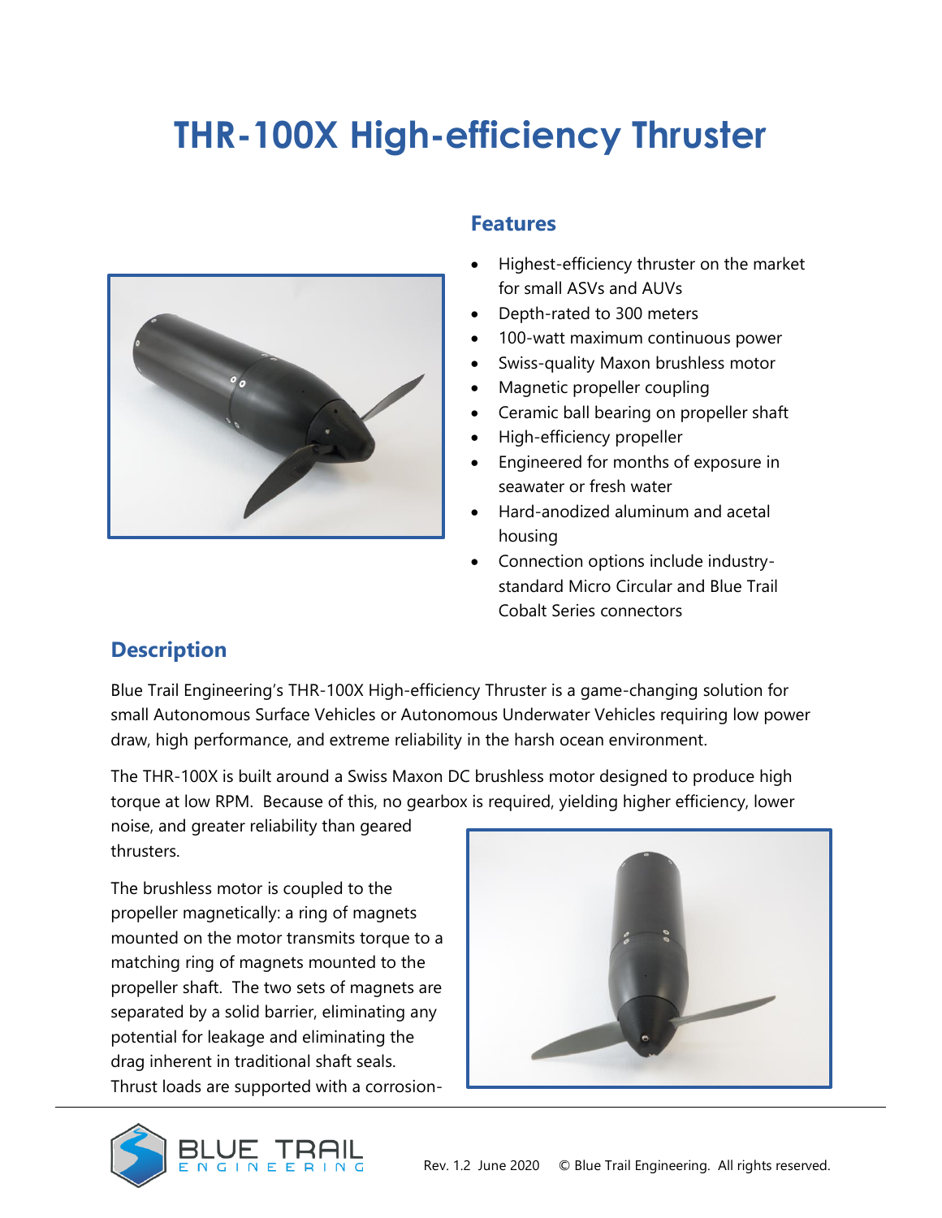# THR-100X High-efficiency Thruster

## Features

- Highest-efficiency thruster on the market for small ASVs and AUVs
- Depth-rated to 300 meters
- 100-watt maximum continuous power
- Swiss-quality Maxon brushless motor
- Magnetic propeller coupling
- Ceramic ball bearing on propeller shaft
- High-efficiency propeller
- Engineered for months of exposure in seawater or fresh water
- Hard-anodized aluminum and acetal housing
- Connection options include industry-standard Micro Circular and Blue Trail Cobalt Series connectors

## Description

Blue Trail Engineering's THR-100X High-efficiency Thruster is a game-changing solution for small Autonomous Surface Vehicles or Autonomous Underwater Vehicles requiring low power draw, high performance, and extreme reliability in the harsh ocean environment.

The THR-100X is built around a Swiss Maxon DC brushless motor designed to produce high torque at low RPM. Because of this, no gearbox is required, yielding higher efficiency, lower noise, and greater reliability than geared thrusters.

The brushless motor is coupled to the propeller magnetically: a ring of magnets mounted on the motor transmits torque to a matching ring of magnets mounted to the propeller shaft. The two sets of magnets are separated by a solid barrier, eliminating any potential for leakage and eliminating the drag inherent in traditional shaft seals. Thrust loads are supported with a corrosion-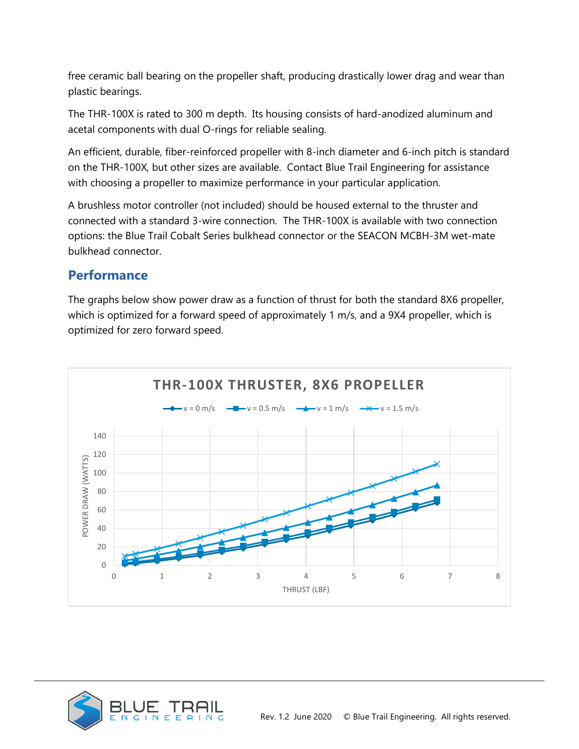free ceramic ball bearing on the propeller shaft, producing drastically lower drag and wear than plastic bearings.

The THR-100X is rated to 300 m depth. Its housing consists of hard-anodized aluminum and acetal components with dual O-rings for reliable sealing.

An efficient, durable, fiber-reinforced propeller with 8-inch diameter and 6-inch pitch is standard on the THR-100X, but other sizes are available. Contact Blue Trail Engineering for assistance with choosing a propeller to maximize performance in your particular application.

A brushless motor controller (not included) should be housed external to the thruster and connected with a standard 3-wire connection. The THR-100X is available with two connection options: the Blue Trail Cobalt Series bulkhead connector or the SEACON MCBH-3M wet-mate bulkhead connector.

## Performance

The graphs below show power draw as a function of thrust for both the standard 8X6 propeller, which is optimized for a forward speed of approximately 1 m/s, and a 9X4 propeller, which is optimized for zero forward speed.

**THR-100X THRUSTER, 8X6 PROPELLER**

Legend: v = 0 m/s, v = 0.5 m/s, v = 1 m/s, v = 1.5 m/s

Y-axis: POWER DRAW (WATTS), 0–140. X-axis: THRUST (LBF), 0–8.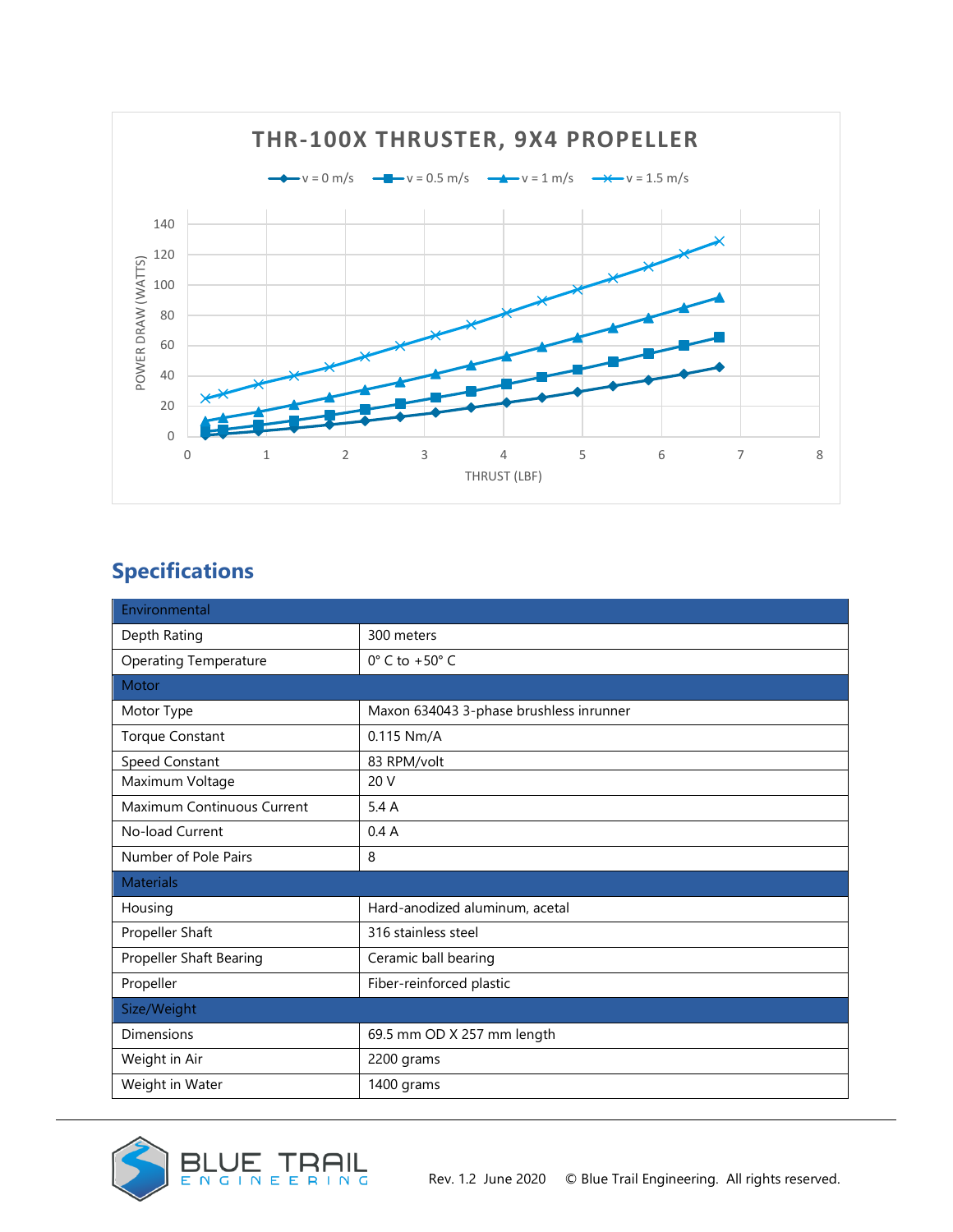THR-100X THRUSTER, 9X4 PROPELLER

## Specifications

| Environmental | |
|---|---|
| Depth Rating | 300 meters |
| Operating Temperature | 0° C to +50° C |
| **Motor** | |
| Motor Type | Maxon 634043 3-phase brushless inrunner |
| Torque Constant | 0.115 Nm/A |
| Speed Constant | 83 RPM/volt |
| Maximum Voltage | 20 V |
| Maximum Continuous Current | 5.4 A |
| No-load Current | 0.4 A |
| Number of Pole Pairs | 8 |
| **Materials** | |
| Housing | Hard-anodized aluminum, acetal |
| Propeller Shaft | 316 stainless steel |
| Propeller Shaft Bearing | Ceramic ball bearing |
| Propeller | Fiber-reinforced plastic |
| **Size/Weight** | |
| Dimensions | 69.5 mm OD X 257 mm length |
| Weight in Air | 2200 grams |
| Weight in Water | 1400 grams |

Rev. 1.2 June 2020 © Blue Trail Engineering. All rights reserved.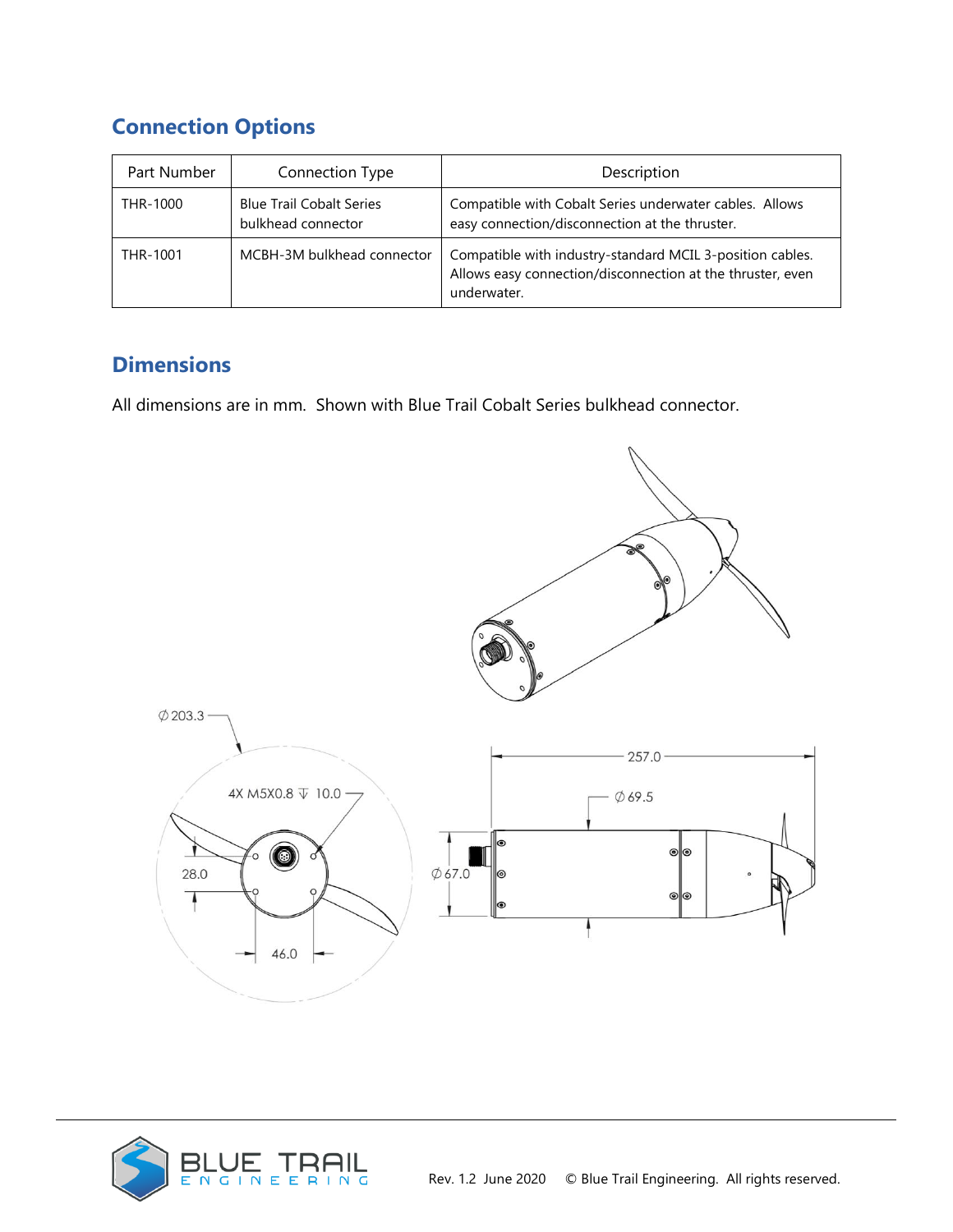## Connection Options

| Part Number | Connection Type | Description |
|---|---|---|
| THR-1000 | Blue Trail Cobalt Series bulkhead connector | Compatible with Cobalt Series underwater cables. Allows easy connection/disconnection at the thruster. |
| THR-1001 | MCBH-3M bulkhead connector | Compatible with industry-standard MCIL 3-position cables. Allows easy connection/disconnection at the thruster, even underwater. |

## Dimensions

All dimensions are in mm. Shown with Blue Trail Cobalt Series bulkhead connector.

∅203.3

4X M5X0.8 ↧ 10.0

28.0

46.0

257.0

∅69.5

∅67.0